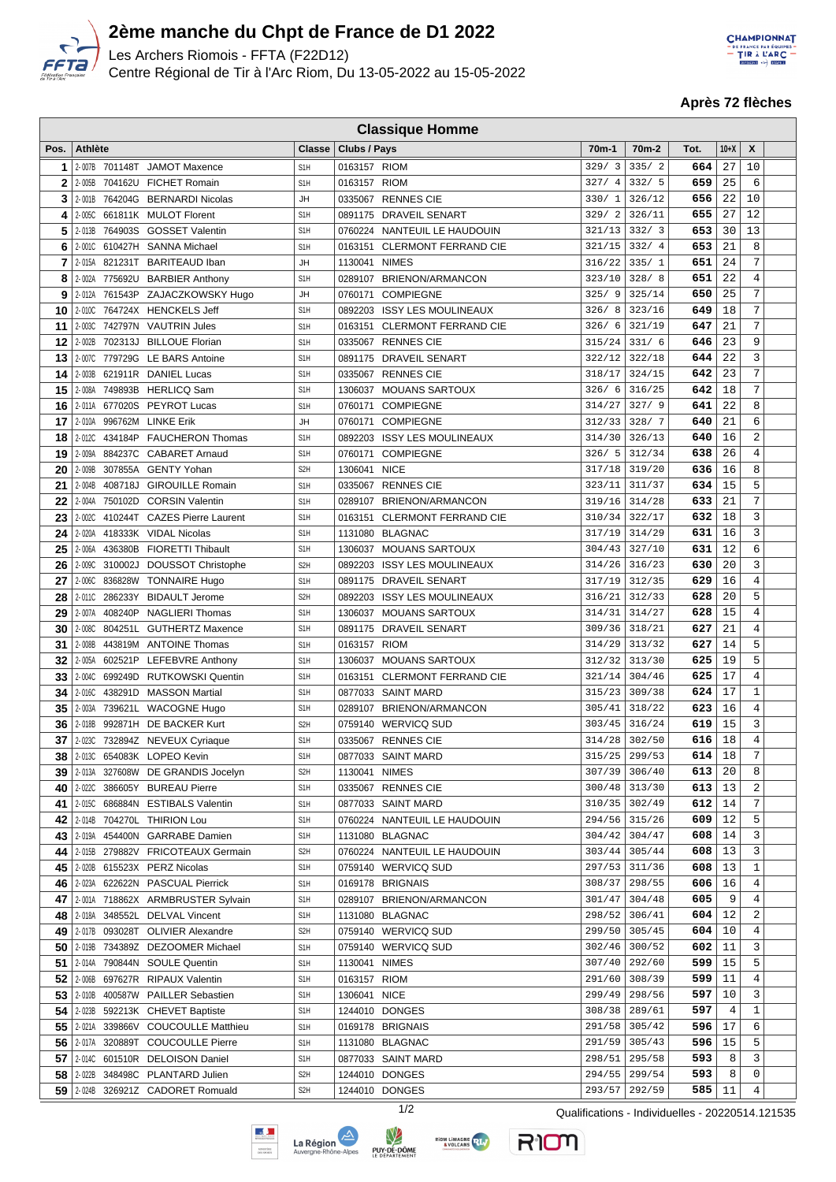# 2ème manche du Chpt de France de D1 2022

Les Archers Riomois - FFTA (F22D12)

Centre Régional de Tir à l'Arc Riom, Du 13-05-2022 au 15-05-2022

**Après 72 flèches**

## Classique Homme

| Pos. | Athlète | | | Classe | Clubs / Pays | 70m-1 | 70m-2 | Tot. | 10+X | X |
|---|---|---|---|---|---|---|---|---|---|---|
| 1 | 2-007B | 701148T | JAMOT Maxence | S1H | 0163157 RIOM | 329/ 3 | 335/ 2 | 664 | 27 | 10 |
| 2 | 2-005B | 704162U | FICHET Romain | S1H | 0163157 RIOM | 327/ 4 | 332/ 5 | 659 | 25 | 6 |
| 3 | 2-001B | 764204G | BERNARDI Nicolas | JH | 0335067 RENNES CIE | 330/ 1 | 326/12 | 656 | 22 | 10 |
| 4 | 2-005C | 661811K | MULOT Florent | S1H | 0891175 DRAVEIL SENART | 329/ 2 | 326/11 | 655 | 27 | 12 |
| 5 | 2-013B | 764903S | GOSSET Valentin | S1H | 0760224 NANTEUIL LE HAUDOUIN | 321/13 | 332/ 3 | 653 | 30 | 13 |
| 6 | 2-001C | 610427H | SANNA Michael | S1H | 0163151 CLERMONT FERRAND CIE | 321/15 | 332/ 4 | 653 | 21 | 8 |
| 7 | 2-015A | 821231T | BARITEAUD Iban | JH | 1130041 NIMES | 316/22 | 335/ 1 | 651 | 24 | 7 |
| 8 | 2-002A | 775692U | BARBIER Anthony | S1H | 0289107 BRIENON/ARMANCON | 323/10 | 328/ 8 | 651 | 22 | 4 |
| 9 | 2-012A | 761543P | ZAJACZKOWSKY Hugo | JH | 0760171 COMPIEGNE | 325/ 9 | 325/14 | 650 | 25 | 7 |
| 10 | 2-010C | 764724X | HENCKELS Jeff | S1H | 0892203 ISSY LES MOULINEAUX | 326/ 8 | 323/16 | 649 | 18 | 7 |
| 11 | 2-003C | 742797N | VAUTRIN Jules | S1H | 0163151 CLERMONT FERRAND CIE | 326/ 6 | 321/19 | 647 | 21 | 7 |
| 12 | 2-002B | 702313J | BILLOUE Florian | S1H | 0335067 RENNES CIE | 315/24 | 331/ 6 | 646 | 23 | 9 |
| 13 | 2-007C | 779729G | LE BARS Antoine | S1H | 0891175 DRAVEIL SENART | 322/12 | 322/18 | 644 | 22 | 3 |
| 14 | 2-003B | 621911R | DANIEL Lucas | S1H | 0335067 RENNES CIE | 318/17 | 324/15 | 642 | 23 | 7 |
| 15 | 2-008A | 749893B | HERLICQ Sam | S1H | 1306037 MOUANS SARTOUX | 326/ 6 | 316/25 | 642 | 18 | 7 |
| 16 | 2-011A | 677020S | PEYROT Lucas | S1H | 0760171 COMPIEGNE | 314/27 | 327/ 9 | 641 | 22 | 8 |
| 17 | 2-010A | 996762M | LINKE Erik | JH | 0760171 COMPIEGNE | 312/33 | 328/ 7 | 640 | 21 | 6 |
| 18 | 2-012C | 434184P | FAUCHERON Thomas | S1H | 0892203 ISSY LES MOULINEAUX | 314/30 | 326/13 | 640 | 16 | 2 |
| 19 | 2-009A | 884237C | CABARET Arnaud | S1H | 0760171 COMPIEGNE | 326/ 5 | 312/34 | 638 | 26 | 4 |
| 20 | 2-009B | 307855A | GENTY Yohan | S2H | 1306041 NICE | 317/18 | 319/20 | 636 | 16 | 8 |
| 21 | 2-004B | 408718J | GIROUILLE Romain | S1H | 0335067 RENNES CIE | 323/11 | 311/37 | 634 | 15 | 5 |
| 22 | 2-004A | 750102D | CORSIN Valentin | S1H | 0289107 BRIENON/ARMANCON | 319/16 | 314/28 | 633 | 21 | 7 |
| 23 | 2-002C | 410244T | CAZES Pierre Laurent | S1H | 0163151 CLERMONT FERRAND CIE | 310/34 | 322/17 | 632 | 18 | 3 |
| 24 | 2-020A | 418333K | VIDAL Nicolas | S1H | 1131080 BLAGNAC | 317/19 | 314/29 | 631 | 16 | 3 |
| 25 | 2-006A | 436380B | FIORETTI Thibault | S1H | 1306037 MOUANS SARTOUX | 304/43 | 327/10 | 631 | 12 | 6 |
| 26 | 2-009C | 310002J | DOUSSOT Christophe | S2H | 0892203 ISSY LES MOULINEAUX | 314/26 | 316/23 | 630 | 20 | 3 |
| 27 | 2-006C | 836828W | TONNAIRE Hugo | S1H | 0891175 DRAVEIL SENART | 317/19 | 312/35 | 629 | 16 | 4 |
| 28 | 2-011C | 286233Y | BIDAULT Jerome | S2H | 0892203 ISSY LES MOULINEAUX | 316/21 | 312/33 | 628 | 20 | 5 |
| 29 | 2-007A | 408240P | NAGLIERI Thomas | S1H | 1306037 MOUANS SARTOUX | 314/31 | 314/27 | 628 | 15 | 4 |
| 30 | 2-008C | 804251L | GUTHERTZ Maxence | S1H | 0891175 DRAVEIL SENART | 309/36 | 318/21 | 627 | 21 | 4 |
| 31 | 2-008B | 443819M | ANTOINE Thomas | S1H | 0163157 RIOM | 314/29 | 313/32 | 627 | 14 | 5 |
| 32 | 2-005A | 602521P | LEFEBVRE Anthony | S1H | 1306037 MOUANS SARTOUX | 312/32 | 313/30 | 625 | 19 | 5 |
| 33 | 2-004C | 699249D | RUTKOWSKI Quentin | S1H | 0163151 CLERMONT FERRAND CIE | 321/14 | 304/46 | 625 | 17 | 4 |
| 34 | 2-016C | 438291D | MASSON Martial | S1H | 0877033 SAINT MARD | 315/23 | 309/38 | 624 | 17 | 1 |
| 35 | 2-003A | 739621L | WACOGNE Hugo | S1H | 0289107 BRIENON/ARMANCON | 305/41 | 318/22 | 623 | 16 | 4 |
| 36 | 2-018B | 992871H | DE BACKER Kurt | S2H | 0759140 WERVICQ SUD | 303/45 | 316/24 | 619 | 15 | 3 |
| 37 | 2-023C | 732894Z | NEVEUX Cyriaque | S1H | 0335067 RENNES CIE | 314/28 | 302/50 | 616 | 18 | 4 |
| 38 | 2-013C | 654083K | LOPEO Kevin | S1H | 0877033 SAINT MARD | 315/25 | 299/53 | 614 | 18 | 7 |
| 39 | 2-013A | 327608W | DE GRANDIS Jocelyn | S2H | 1130041 NIMES | 307/39 | 306/40 | 613 | 20 | 8 |
| 40 | 2-022C | 386605Y | BUREAU Pierre | S1H | 0335067 RENNES CIE | 300/48 | 313/30 | 613 | 13 | 2 |
| 41 | 2-015C | 686884N | ESTIBALS Valentin | S1H | 0877033 SAINT MARD | 310/35 | 302/49 | 612 | 14 | 7 |
| 42 | 2-014B | 704270L | THIRION Lou | S1H | 0760224 NANTEUIL LE HAUDOUIN | 294/56 | 315/26 | 609 | 12 | 5 |
| 43 | 2-019A | 454400N | GARRABE Damien | S1H | 1131080 BLAGNAC | 304/42 | 304/47 | 608 | 14 | 3 |
| 44 | 2-015B | 279882V | FRICOTEAUX Germain | S2H | 0760224 NANTEUIL LE HAUDOUIN | 303/44 | 305/44 | 608 | 13 | 3 |
| 45 | 2-020B | 615523X | PERZ Nicolas | S1H | 0759140 WERVICQ SUD | 297/53 | 311/36 | 608 | 13 | 1 |
| 46 | 2-023A | 622622N | PASCUAL Pierrick | S1H | 0169178 BRIGNAIS | 308/37 | 298/55 | 606 | 16 | 4 |
| 47 | 2-001A | 718862X | ARMBRUSTER Sylvain | S1H | 0289107 BRIENON/ARMANCON | 301/47 | 304/48 | 605 | 9 | 4 |
| 48 | 2-018A | 348552L | DELVAL Vincent | S1H | 1131080 BLAGNAC | 298/52 | 306/41 | 604 | 12 | 2 |
| 49 | 2-017B | 093028T | OLIVIER Alexandre | S2H | 0759140 WERVICQ SUD | 299/50 | 305/45 | 604 | 10 | 4 |
| 50 | 2-019B | 734389Z | DEZOOMER Michael | S1H | 0759140 WERVICQ SUD | 302/46 | 300/52 | 602 | 11 | 3 |
| 51 | 2-014A | 790844N | SOULE Quentin | S1H | 1130041 NIMES | 307/40 | 292/60 | 599 | 15 | 5 |
| 52 | 2-006B | 697627R | RIPAUX Valentin | S1H | 0163157 RIOM | 291/60 | 308/39 | 599 | 11 | 4 |
| 53 | 2-010B | 400587W | PAILLER Sebastien | S1H | 1306041 NICE | 299/49 | 298/56 | 597 | 10 | 3 |
| 54 | 2-023B | 592213K | CHEVET Baptiste | S1H | 1244010 DONGES | 308/38 | 289/61 | 597 | 4 | 1 |
| 55 | 2-021A | 339866V | COUCOULLE Matthieu | S1H | 0169178 BRIGNAIS | 291/58 | 305/42 | 596 | 17 | 6 |
| 56 | 2-017A | 320889T | COUCOULLE Pierre | S1H | 1131080 BLAGNAC | 291/59 | 305/43 | 596 | 15 | 5 |
| 57 | 2-014C | 601510R | DELOISON Daniel | S1H | 0877033 SAINT MARD | 298/51 | 295/58 | 593 | 8 | 3 |
| 58 | 2-022B | 348498C | PLANTARD Julien | S2H | 1244010 DONGES | 294/55 | 299/54 | 593 | 8 | 0 |
| 59 | 2-024B | 326921Z | CADORET Romuald | S2H | 1244010 DONGES | 293/57 | 292/59 | 585 | 11 | 4 |

Qualifications - Individuelles - 20220514.121535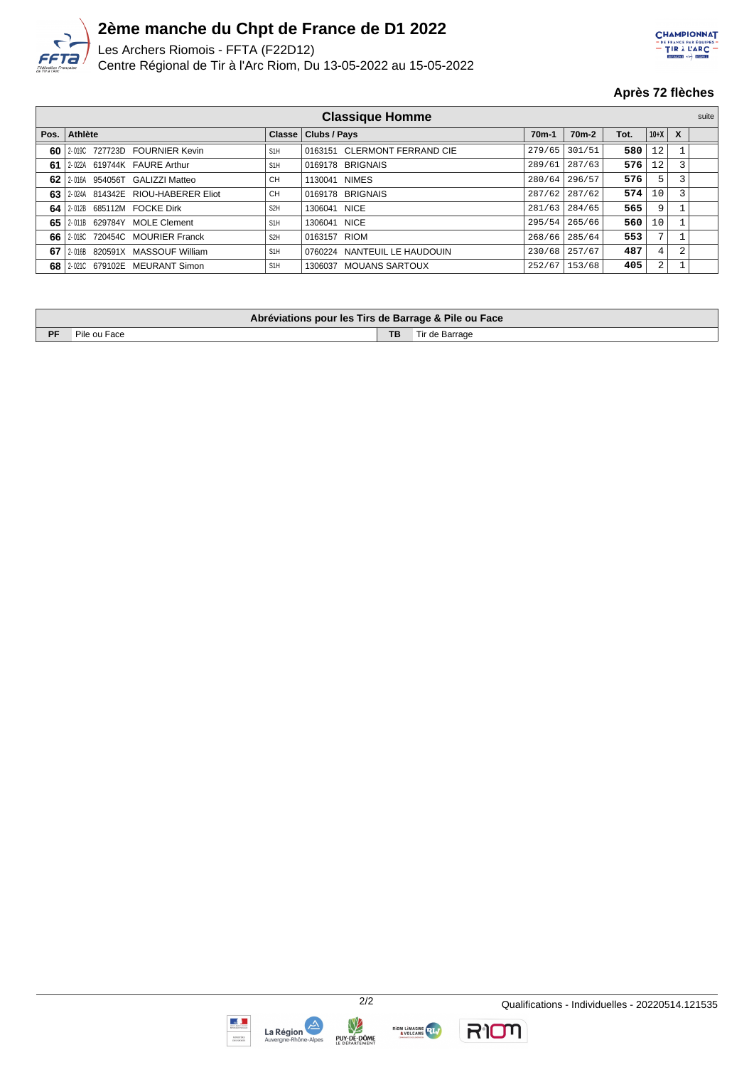# 2ème manche du Chpt de France de D1 2022

Les Archers Riomois - FFTA (F22D12)

Centre Régional de Tir à l'Arc Riom, Du 13-05-2022 au 15-05-2022

**Après 72 flèches**

| Classique Homme | | | | | | | | | | suite |
|---|---|---|---|---|---|---|---|---|---|---|
| **Pos.** | **Athlète** | **Classe** | **Clubs / Pays** | **70m-1** | **70m-2** | **Tot.** | **10+X** | **X** | | |
| **60** | 2-019C 727723D FOURNIER Kevin | S1H | 0163151 CLERMONT FERRAND CIE | 279/65 | 301/51 | **580** | 12 | 1 | | |
| **61** | 2-022A 619744K FAURE Arthur | S1H | 0169178 BRIGNAIS | 289/61 | 287/63 | **576** | 12 | 3 | | |
| **62** | 2-016A 954056T GALIZZI Matteo | CH | 1130041 NIMES | 280/64 | 296/57 | **576** | 5 | 3 | | |
| **63** | 2-024A 814342E RIOU-HABERER Eliot | CH | 0169178 BRIGNAIS | 287/62 | 287/62 | **574** | 10 | 3 | | |
| **64** | 2-012B 685112M FOCKE Dirk | S2H | 1306041 NICE | 281/63 | 284/65 | **565** | 9 | 1 | | |
| **65** | 2-011B 629784Y MOLE Clement | S1H | 1306041 NICE | 295/54 | 265/66 | **560** | 10 | 1 | | |
| **66** | 2-018C 720454C MOURIER Franck | S2H | 0163157 RIOM | 268/66 | 285/64 | **553** | 7 | 1 | | |
| **67** | 2-016B 820591X MASSOUF William | S1H | 0760224 NANTEUIL LE HAUDOUIN | 230/68 | 257/67 | **487** | 4 | 2 | | |
| **68** | 2-021C 679102E MEURANT Simon | S1H | 1306037 MOUANS SARTOUX | 252/67 | 153/68 | **405** | 2 | 1 | | |

| Abréviations pour les Tirs de Barrage & Pile ou Face | | | |
|---|---|---|---|
| **PF** | Pile ou Face | **TB** | Tir de Barrage |

Qualifications - Individuelles - 20220514.121535